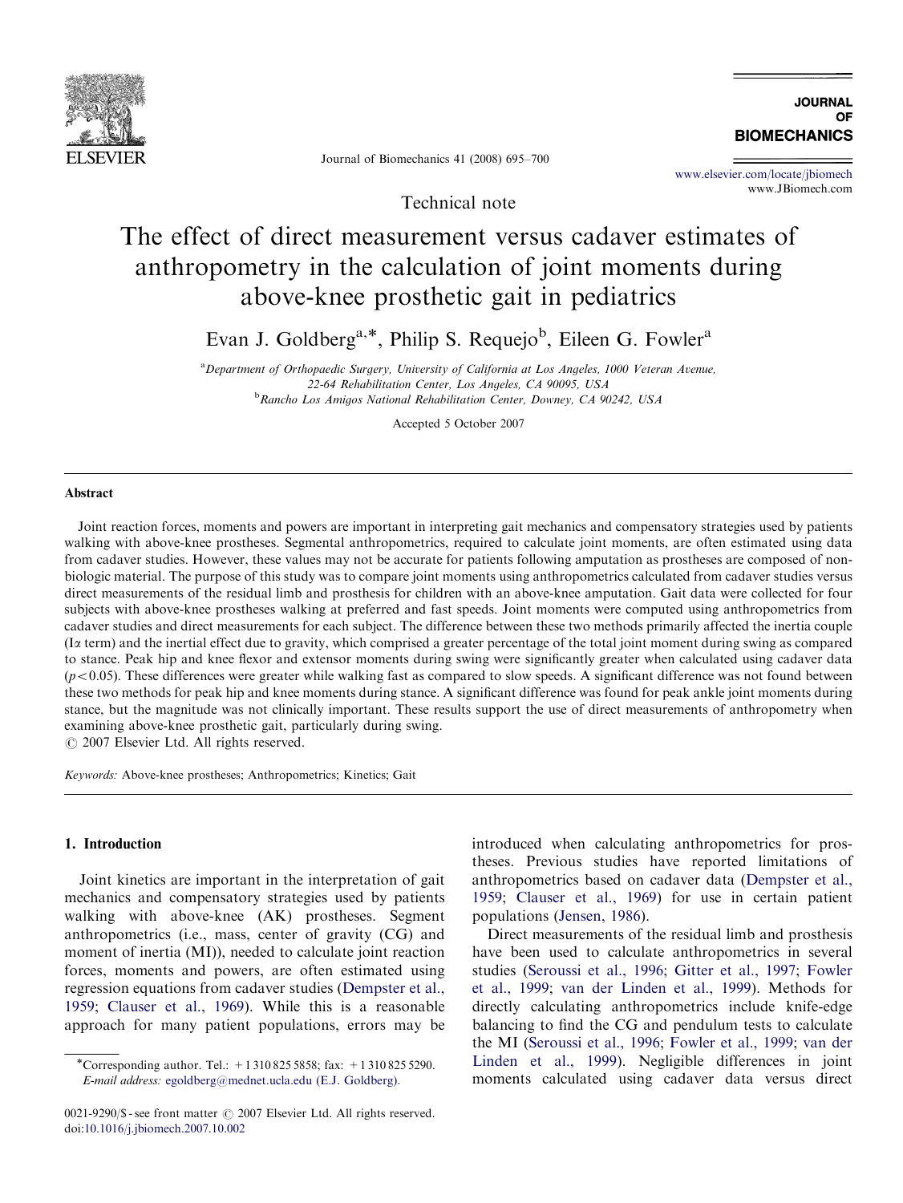Technical note

# The effect of direct measurement versus cadaver estimates of anthropometry in the calculation of joint moments during above-knee prosthetic gait in pediatrics

Evan J. Goldberg[a,*], Philip S. Requejo[b], Eileen G. Fowler[a]

[a]Department of Orthopaedic Surgery, University of California at Los Angeles, 1000 Veteran Avenue, 22-64 Rehabilitation Center, Los Angeles, CA 90095, USA

[b]Rancho Los Amigos National Rehabilitation Center, Downey, CA 90242, USA

Accepted 5 October 2007

## Abstract

Joint reaction forces, moments and powers are important in interpreting gait mechanics and compensatory strategies used by patients walking with above-knee prostheses. Segmental anthropometrics, required to calculate joint moments, are often estimated using data from cadaver studies. However, these values may not be accurate for patients following amputation as prostheses are composed of non-biologic material. The purpose of this study was to compare joint moments using anthropometrics calculated from cadaver studies versus direct measurements of the residual limb and prosthesis for children with an above-knee amputation. Gait data were collected for four subjects with above-knee prostheses walking at preferred and fast speeds. Joint moments were computed using anthropometrics from cadaver studies and direct measurements for each subject. The difference between these two methods primarily affected the inertia couple ($I\alpha$ term) and the inertial effect due to gravity, which comprised a greater percentage of the total joint moment during swing as compared to stance. Peak hip and knee flexor and extensor moments during swing were significantly greater when calculated using cadaver data ($p<0.05$). These differences were greater while walking fast as compared to slow speeds. A significant difference was not found between these two methods for peak hip and knee moments during stance. A significant difference was found for peak ankle joint moments during stance, but the magnitude was not clinically important. These results support the use of direct measurements of anthropometry when examining above-knee prosthetic gait, particularly during swing.

© 2007 Elsevier Ltd. All rights reserved.

*Keywords:* Above-knee prostheses; Anthropometrics; Kinetics; Gait

## 1. Introduction

Joint kinetics are important in the interpretation of gait mechanics and compensatory strategies used by patients walking with above-knee (AK) prostheses. Segment anthropometrics (i.e., mass, center of gravity (CG) and moment of inertia (MI)), needed to calculate joint reaction forces, moments and powers, are often estimated using regression equations from cadaver studies (Dempster et al., 1959; Clauser et al., 1969). While this is a reasonable approach for many patient populations, errors may be introduced when calculating anthropometrics for prostheses. Previous studies have reported limitations of anthropometrics based on cadaver data (Dempster et al., 1959; Clauser et al., 1969) for use in certain patient populations (Jensen, 1986).

Direct measurements of the residual limb and prosthesis have been used to calculate anthropometrics in several studies (Seroussi et al., 1996; Gitter et al., 1997; Fowler et al., 1999; van der Linden et al., 1999). Methods for directly calculating anthropometrics include knife-edge balancing to find the CG and pendulum tests to calculate the MI (Seroussi et al., 1996; Fowler et al., 1999; van der Linden et al., 1999). Negligible differences in joint moments calculated using cadaver data versus direct

*Corresponding author. Tel.: +1 310 825 5858; fax: +1 310 825 5290. E-mail address: egoldberg@mednet.ucla.edu (E.J. Goldberg).

0021-9290/$ - see front matter © 2007 Elsevier Ltd. All rights reserved. doi:10.1016/j.jbiomech.2007.10.002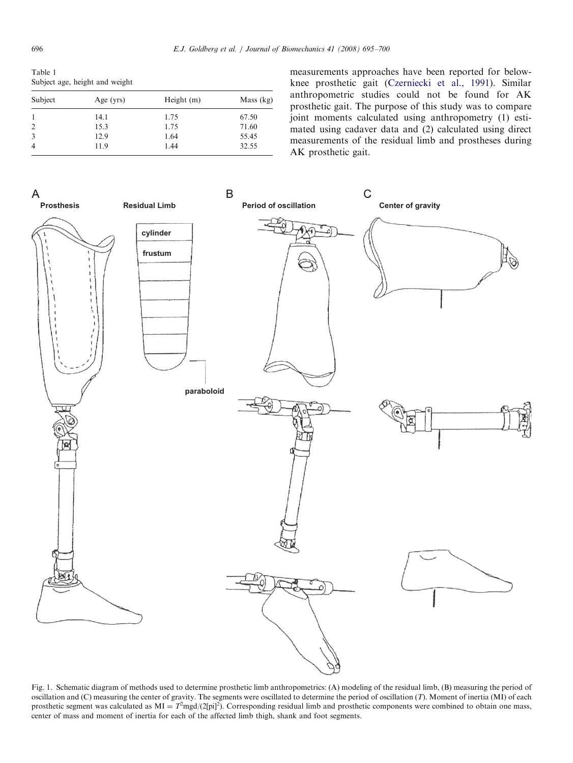Table 1
Subject age, height and weight

| Subject | Age (yrs) | Height (m) | Mass (kg) |
|---|---|---|---|
| 1 | 14.1 | 1.75 | 67.50 |
| 2 | 15.3 | 1.75 | 71.60 |
| 3 | 12.9 | 1.64 | 55.45 |
| 4 | 11.9 | 1.44 | 32.55 |

measurements approaches have been reported for below-knee prosthetic gait (Czerniecki et al., 1991). Similar anthropometric studies could not be found for AK prosthetic gait. The purpose of this study was to compare joint moments calculated using anthropometry (1) estimated using cadaver data and (2) calculated using direct measurements of the residual limb and prostheses during AK prosthetic gait.

Fig. 1. Schematic diagram of methods used to determine prosthetic limb anthropometrics: (A) modeling of the residual limb, (B) measuring the period of oscillation and (C) measuring the center of gravity. The segments were oscillated to determine the period of oscillation ($T$). Moment of inertia (MI) of each prosthetic segment was calculated as $\mathrm{MI} = T^2\mathrm{mgd}/(2[\mathrm{pi}]^2)$. Corresponding residual limb and prosthetic components were combined to obtain one mass, center of mass and moment of inertia for each of the affected limb thigh, shank and foot segments.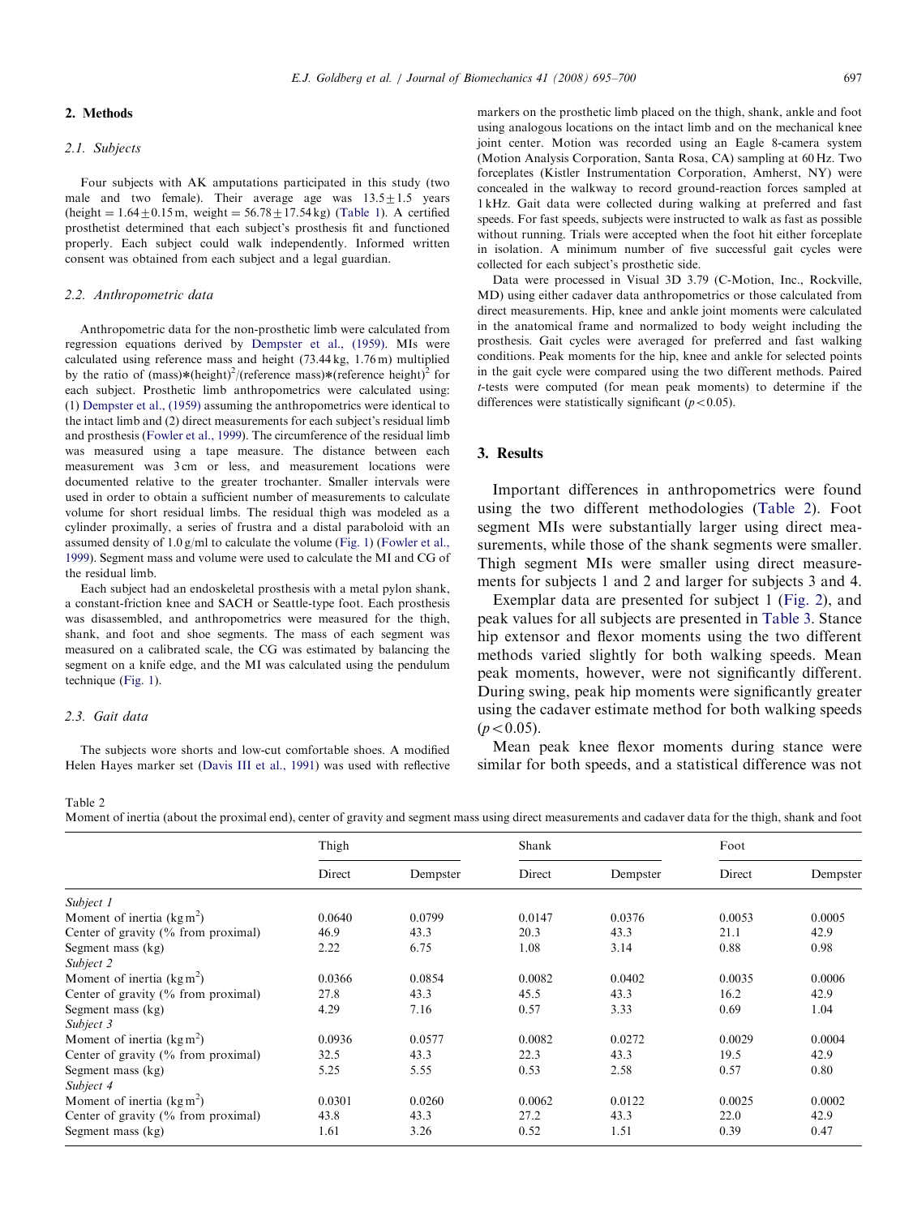## 2. Methods

### 2.1. Subjects

Four subjects with AK amputations participated in this study (two male and two female). Their average age was $13.5 \pm 1.5$ years (height $= 1.64 \pm 0.15$ m, weight $= 56.78 \pm 17.54$ kg) (Table 1). A certified prosthetist determined that each subject's prosthesis fit and functioned properly. Each subject could walk independently. Informed written consent was obtained from each subject and a legal guardian.

### 2.2. Anthropometric data

Anthropometric data for the non-prosthetic limb were calculated from regression equations derived by Dempster et al., (1959). MIs were calculated using reference mass and height (73.44 kg, 1.76 m) multiplied by the ratio of $(\text{mass})*(\text{height})^2/(\text{reference mass})*(\text{reference height})^2$ for each subject. Prosthetic limb anthropometrics were calculated using: (1) Dempster et al., (1959) assuming the anthropometrics were identical to the intact limb and (2) direct measurements for each subject's residual limb and prosthesis (Fowler et al., 1999). The circumference of the residual limb was measured using a tape measure. The distance between each measurement was 3 cm or less, and measurement locations were documented relative to the greater trochanter. Smaller intervals were used in order to obtain a sufficient number of measurements to calculate volume for short residual limbs. The residual thigh was modeled as a cylinder proximally, a series of frustra and a distal paraboloid with an assumed density of 1.0 g/ml to calculate the volume (Fig. 1) (Fowler et al., 1999). Segment mass and volume were used to calculate the MI and CG of the residual limb.

Each subject had an endoskeletal prosthesis with a metal pylon shank, a constant-friction knee and SACH or Seattle-type foot. Each prosthesis was disassembled, and anthropometrics were measured for the thigh, shank, and foot and shoe segments. The mass of each segment was measured on a calibrated scale, the CG was estimated by balancing the segment on a knife edge, and the MI was calculated using the pendulum technique (Fig. 1).

### 2.3. Gait data

The subjects wore shorts and low-cut comfortable shoes. A modified Helen Hayes marker set (Davis III et al., 1991) was used with reflective markers on the prosthetic limb placed on the thigh, shank, ankle and foot using analogous locations on the intact limb and on the mechanical knee joint center. Motion was recorded using an Eagle 8-camera system (Motion Analysis Corporation, Santa Rosa, CA) sampling at 60 Hz. Two forceplates (Kistler Instrumentation Corporation, Amherst, NY) were concealed in the walkway to record ground-reaction forces sampled at 1 kHz. Gait data were collected during walking at preferred and fast speeds. For fast speeds, subjects were instructed to walk as fast as possible without running. Trials were accepted when the foot hit either forceplate in isolation. A minimum number of five successful gait cycles were collected for each subject's prosthetic side.

Data were processed in Visual 3D 3.79 (C-Motion, Inc., Rockville, MD) using either cadaver data anthropometrics or those calculated from direct measurements. Hip, knee and ankle joint moments were calculated in the anatomical frame and normalized to body weight including the prosthesis. Gait cycles were averaged for preferred and fast walking conditions. Peak moments for the hip, knee and ankle for selected points in the gait cycle were compared using the two different methods. Paired *t*-tests were computed (for mean peak moments) to determine if the differences were statistically significant ($p < 0.05$).

## 3. Results

Important differences in anthropometrics were found using the two different methodologies (Table 2). Foot segment MIs were substantially larger using direct measurements, while those of the shank segments were smaller. Thigh segment MIs were smaller using direct measurements for subjects 1 and 2 and larger for subjects 3 and 4.

Exemplar data are presented for subject 1 (Fig. 2), and peak values for all subjects are presented in Table 3. Stance hip extensor and flexor moments using the two different methods varied slightly for both walking speeds. Mean peak moments, however, were not significantly different. During swing, peak hip moments were significantly greater using the cadaver estimate method for both walking speeds ($p < 0.05$).

Mean peak knee flexor moments during stance were similar for both speeds, and a statistical difference was not

Table 2
Moment of inertia (about the proximal end), center of gravity and segment mass using direct measurements and cadaver data for the thigh, shank and foot

| | Thigh | | Shank | | Foot | |
|---|---|---|---|---|---|---|
| | Direct | Dempster | Direct | Dempster | Direct | Dempster |
| *Subject 1* | | | | | | |
| Moment of inertia (kg m$^2$) | 0.0640 | 0.0799 | 0.0147 | 0.0376 | 0.0053 | 0.0005 |
| Center of gravity (% from proximal) | 46.9 | 43.3 | 20.3 | 43.3 | 21.1 | 42.9 |
| Segment mass (kg) | 2.22 | 6.75 | 1.08 | 3.14 | 0.88 | 0.98 |
| *Subject 2* | | | | | | |
| Moment of inertia (kg m$^2$) | 0.0366 | 0.0854 | 0.0082 | 0.0402 | 0.0035 | 0.0006 |
| Center of gravity (% from proximal) | 27.8 | 43.3 | 45.5 | 43.3 | 16.2 | 42.9 |
| Segment mass (kg) | 4.29 | 7.16 | 0.57 | 3.33 | 0.69 | 1.04 |
| *Subject 3* | | | | | | |
| Moment of inertia (kg m$^2$) | 0.0936 | 0.0577 | 0.0082 | 0.0272 | 0.0029 | 0.0004 |
| Center of gravity (% from proximal) | 32.5 | 43.3 | 22.3 | 43.3 | 19.5 | 42.9 |
| Segment mass (kg) | 5.25 | 5.55 | 0.53 | 2.58 | 0.57 | 0.80 |
| *Subject 4* | | | | | | |
| Moment of inertia (kg m$^2$) | 0.0301 | 0.0260 | 0.0062 | 0.0122 | 0.0025 | 0.0002 |
| Center of gravity (% from proximal) | 43.8 | 43.3 | 27.2 | 43.3 | 22.0 | 42.9 |
| Segment mass (kg) | 1.61 | 3.26 | 0.52 | 1.51 | 0.39 | 0.47 |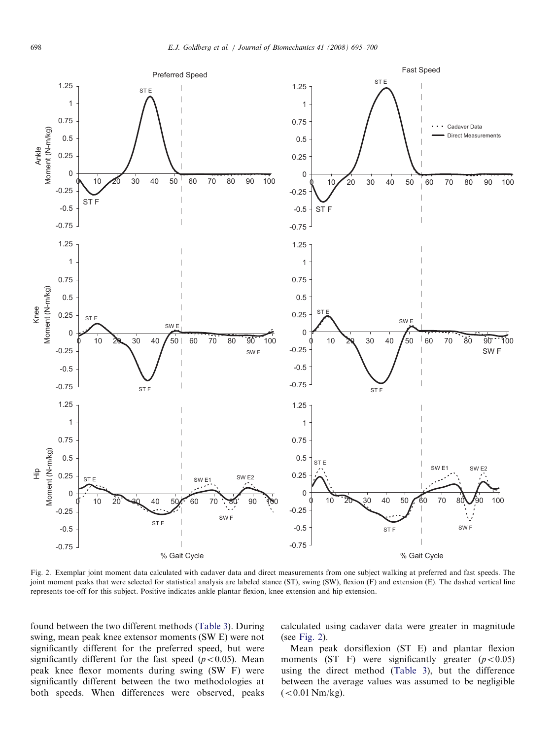Fig. 2. Exemplar joint moment data calculated with cadaver data and direct measurements from one subject walking at preferred and fast speeds. The joint moment peaks that were selected for statistical analysis are labeled stance (ST), swing (SW), flexion (F) and extension (E). The dashed vertical line represents toe-off for this subject. Positive indicates ankle plantar flexion, knee extension and hip extension.

found between the two different methods (Table 3). During swing, mean peak knee extensor moments (SW E) were not significantly different for the preferred speed, but were significantly different for the fast speed ($p<0.05$). Mean peak knee flexor moments during swing (SW F) were significantly different between the two methodologies at both speeds. When differences were observed, peaks calculated using cadaver data were greater in magnitude (see Fig. 2).

Mean peak dorsiflexion (ST E) and plantar flexion moments (ST F) were significantly greater ($p<0.05$) using the direct method (Table 3), but the difference between the average values was assumed to be negligible ($<0.01$ Nm/kg).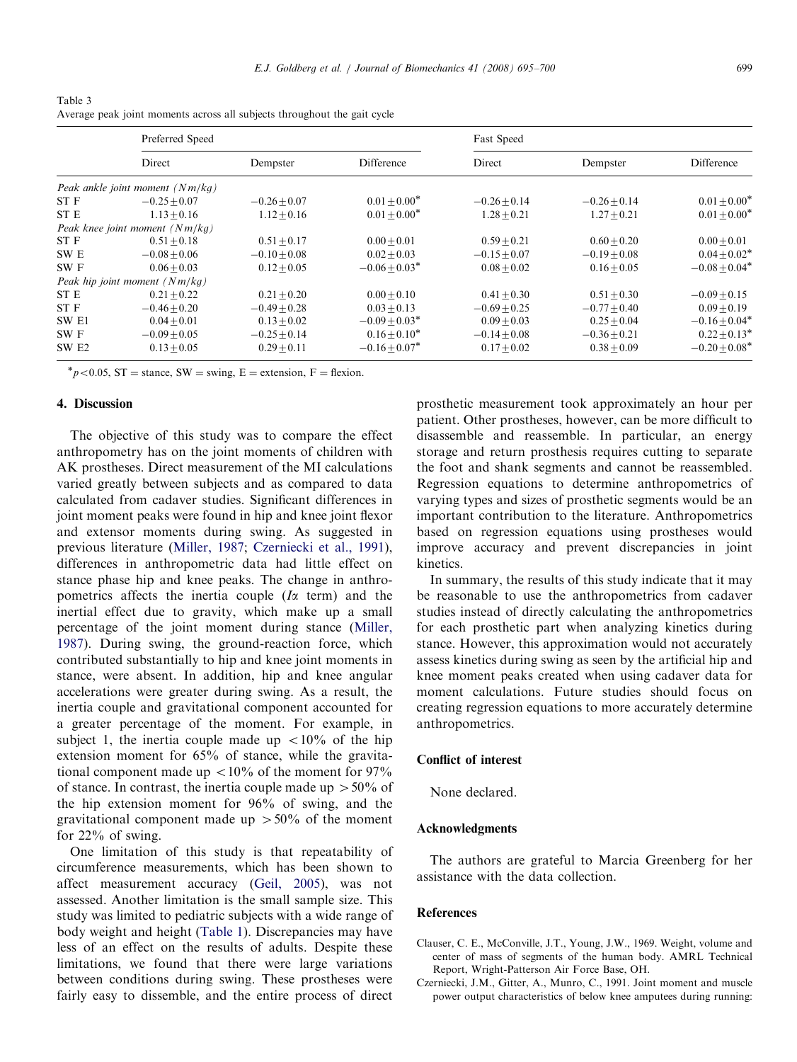Table 3
Average peak joint moments across all subjects throughout the gait cycle

| | Preferred Speed | | | Fast Speed | | |
|---|---|---|---|---|---|---|
| | Direct | Dempster | Difference | Direct | Dempster | Difference |
| *Peak ankle joint moment (N m/kg)* | | | | | | |
| ST F | −0.25 ± 0.07 | −0.26 ± 0.07 | 0.01 ± 0.00* | −0.26 ± 0.14 | −0.26 ± 0.14 | 0.01 ± 0.00* |
| ST E | 1.13 ± 0.16 | 1.12 ± 0.16 | 0.01 ± 0.00* | 1.28 ± 0.21 | 1.27 ± 0.21 | 0.01 ± 0.00* |
| *Peak knee joint moment (N m/kg)* | | | | | | |
| ST F | 0.51 ± 0.18 | 0.51 ± 0.17 | 0.00 ± 0.01 | 0.59 ± 0.21 | 0.60 ± 0.20 | 0.00 ± 0.01 |
| SW E | −0.08 ± 0.06 | −0.10 ± 0.08 | 0.02 ± 0.03 | −0.15 ± 0.07 | −0.19 ± 0.08 | 0.04 ± 0.02* |
| SW F | 0.06 ± 0.03 | 0.12 ± 0.05 | −0.06 ± 0.03* | 0.08 ± 0.02 | 0.16 ± 0.05 | −0.08 ± 0.04* |
| *Peak hip joint moment (N m/kg)* | | | | | | |
| ST E | 0.21 ± 0.22 | 0.21 ± 0.20 | 0.00 ± 0.10 | 0.41 ± 0.30 | 0.51 ± 0.30 | −0.09 ± 0.15 |
| ST F | −0.46 ± 0.20 | −0.49 ± 0.28 | 0.03 ± 0.13 | −0.69 ± 0.25 | −0.77 ± 0.40 | 0.09 ± 0.19 |
| SW E1 | 0.04 ± 0.01 | 0.13 ± 0.02 | −0.09 ± 0.03* | 0.09 ± 0.03 | 0.25 ± 0.04 | −0.16 ± 0.04* |
| SW F | −0.09 ± 0.05 | −0.25 ± 0.14 | 0.16 ± 0.10* | −0.14 ± 0.08 | −0.36 ± 0.21 | 0.22 ± 0.13* |
| SW E2 | 0.13 ± 0.05 | 0.29 ± 0.11 | −0.16 ± 0.07* | 0.17 ± 0.02 | 0.38 ± 0.09 | −0.20 ± 0.08* |

*$p < 0.05$, ST = stance, SW = swing, E = extension, F = flexion.

## 4. Discussion

The objective of this study was to compare the effect anthropometry has on the joint moments of children with AK prostheses. Direct measurement of the MI calculations varied greatly between subjects and as compared to data calculated from cadaver studies. Significant differences in joint moment peaks were found in hip and knee joint flexor and extensor moments during swing. As suggested in previous literature (Miller, 1987; Czerniecki et al., 1991), differences in anthropometric data had little effect on stance phase hip and knee peaks. The change in anthropometrics affects the inertia couple ($I\alpha$ term) and the inertial effect due to gravity, which make up a small percentage of the joint moment during stance (Miller, 1987). During swing, the ground-reaction force, which contributed substantially to hip and knee joint moments in stance, were absent. In addition, hip and knee angular accelerations were greater during swing. As a result, the inertia couple and gravitational component accounted for a greater percentage of the moment. For example, in subject 1, the inertia couple made up $<10\%$ of the hip extension moment for 65% of stance, while the gravitational component made up $<10\%$ of the moment for 97% of stance. In contrast, the inertia couple made up $>50\%$ of the hip extension moment for 96% of swing, and the gravitational component made up $>50\%$ of the moment for 22% of swing.

One limitation of this study is that repeatability of circumference measurements, which has been shown to affect measurement accuracy (Geil, 2005), was not assessed. Another limitation is the small sample size. This study was limited to pediatric subjects with a wide range of body weight and height (Table 1). Discrepancies may have less of an effect on the results of adults. Despite these limitations, we found that there were large variations between conditions during swing. These prostheses were fairly easy to dissemble, and the entire process of direct prosthetic measurement took approximately an hour per patient. Other prostheses, however, can be more difficult to disassemble and reassemble. In particular, an energy storage and return prosthesis requires cutting to separate the foot and shank segments and cannot be reassembled. Regression equations to determine anthropometrics of varying types and sizes of prosthetic segments would be an important contribution to the literature. Anthropometrics based on regression equations using prostheses would improve accuracy and prevent discrepancies in joint kinetics.

In summary, the results of this study indicate that it may be reasonable to use the anthropometrics from cadaver studies instead of directly calculating the anthropometrics for each prosthetic part when analyzing kinetics during stance. However, this approximation would not accurately assess kinetics during swing as seen by the artificial hip and knee moment peaks created when using cadaver data for moment calculations. Future studies should focus on creating regression equations to more accurately determine anthropometrics.

## Conflict of interest

None declared.

## Acknowledgments

The authors are grateful to Marcia Greenberg for her assistance with the data collection.

## References

Clauser, C. E., McConville, J.T., Young, J.W., 1969. Weight, volume and center of mass of segments of the human body. AMRL Technical Report, Wright-Patterson Air Force Base, OH.

Czerniecki, J.M., Gitter, A., Munro, C., 1991. Joint moment and muscle power output characteristics of below knee amputees during running: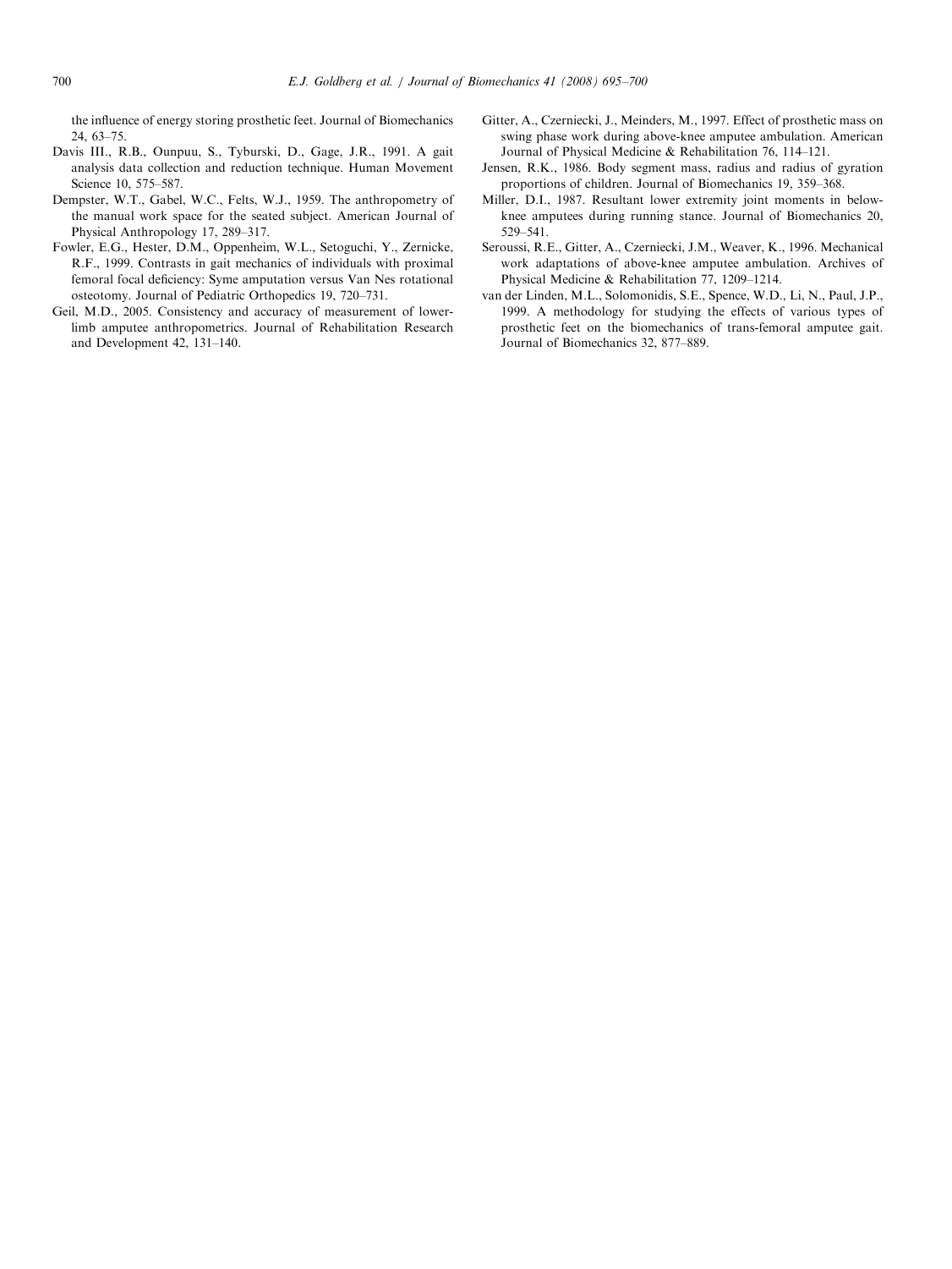the influence of energy storing prosthetic feet. Journal of Biomechanics 24, 63–75.

Davis III., R.B., Ounpuu, S., Tyburski, D., Gage, J.R., 1991. A gait analysis data collection and reduction technique. Human Movement Science 10, 575–587.

Dempster, W.T., Gabel, W.C., Felts, W.J., 1959. The anthropometry of the manual work space for the seated subject. American Journal of Physical Anthropology 17, 289–317.

Fowler, E.G., Hester, D.M., Oppenheim, W.L., Setoguchi, Y., Zernicke, R.F., 1999. Contrasts in gait mechanics of individuals with proximal femoral focal deficiency: Syme amputation versus Van Nes rotational osteotomy. Journal of Pediatric Orthopedics 19, 720–731.

Geil, M.D., 2005. Consistency and accuracy of measurement of lower-limb amputee anthropometrics. Journal of Rehabilitation Research and Development 42, 131–140.

Gitter, A., Czerniecki, J., Meinders, M., 1997. Effect of prosthetic mass on swing phase work during above-knee amputee ambulation. American Journal of Physical Medicine & Rehabilitation 76, 114–121.

Jensen, R.K., 1986. Body segment mass, radius and radius of gyration proportions of children. Journal of Biomechanics 19, 359–368.

Miller, D.I., 1987. Resultant lower extremity joint moments in below-knee amputees during running stance. Journal of Biomechanics 20, 529–541.

Seroussi, R.E., Gitter, A., Czerniecki, J.M., Weaver, K., 1996. Mechanical work adaptations of above-knee amputee ambulation. Archives of Physical Medicine & Rehabilitation 77, 1209–1214.

van der Linden, M.L., Solomonidis, S.E., Spence, W.D., Li, N., Paul, J.P., 1999. A methodology for studying the effects of various types of prosthetic feet on the biomechanics of trans-femoral amputee gait. Journal of Biomechanics 32, 877–889.